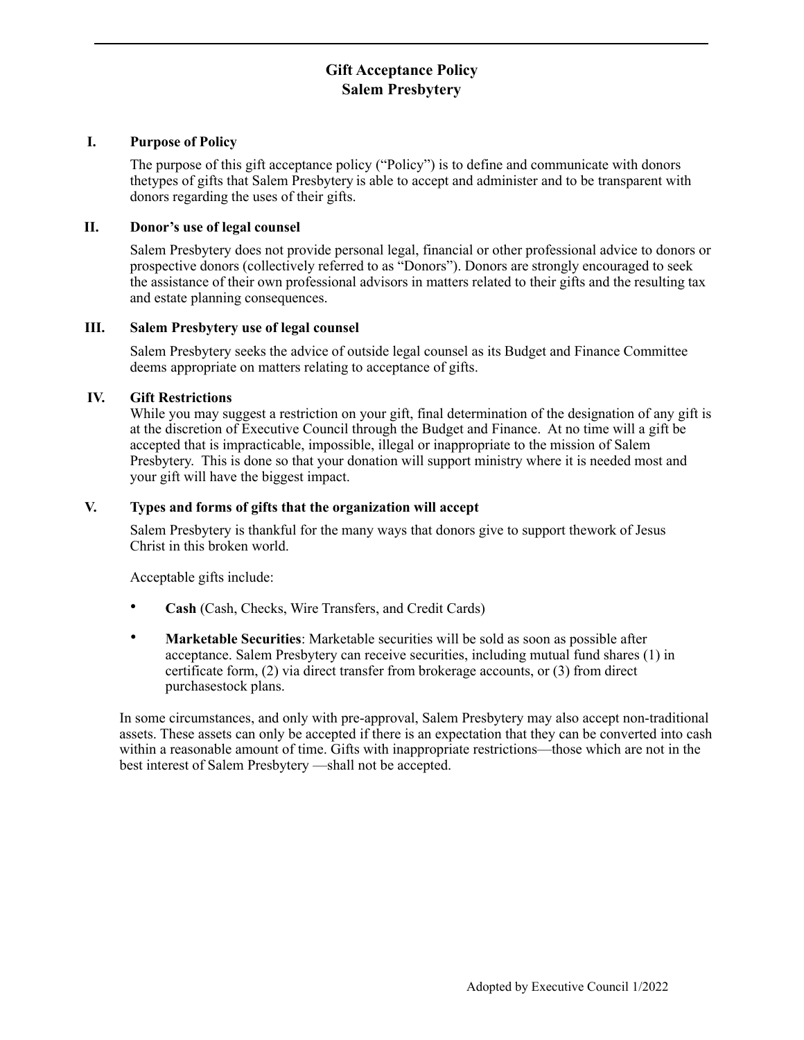# Gift Acceptance Policy
# Salem Presbytery

## I. Purpose of Policy

The purpose of this gift acceptance policy ("Policy") is to define and communicate with donors thetypes of gifts that Salem Presbytery is able to accept and administer and to be transparent with donors regarding the uses of their gifts.

## II. Donor's use of legal counsel

Salem Presbytery does not provide personal legal, financial or other professional advice to donors or prospective donors (collectively referred to as "Donors"). Donors are strongly encouraged to seek the assistance of their own professional advisors in matters related to their gifts and the resulting tax and estate planning consequences.

## III. Salem Presbytery use of legal counsel

Salem Presbytery seeks the advice of outside legal counsel as its Budget and Finance Committee deems appropriate on matters relating to acceptance of gifts.

## IV. Gift Restrictions

While you may suggest a restriction on your gift, final determination of the designation of any gift is at the discretion of Executive Council through the Budget and Finance. At no time will a gift be accepted that is impracticable, impossible, illegal or inappropriate to the mission of Salem Presbytery. This is done so that your donation will support ministry where it is needed most and your gift will have the biggest impact.

## V. Types and forms of gifts that the organization will accept

Salem Presbytery is thankful for the many ways that donors give to support thework of Jesus Christ in this broken world.

Acceptable gifts include:

- **Cash** (Cash, Checks, Wire Transfers, and Credit Cards)
- **Marketable Securities**: Marketable securities will be sold as soon as possible after acceptance. Salem Presbytery can receive securities, including mutual fund shares (1) in certificate form, (2) via direct transfer from brokerage accounts, or (3) from direct purchasestock plans.

In some circumstances, and only with pre-approval, Salem Presbytery may also accept non-traditional assets. These assets can only be accepted if there is an expectation that they can be converted into cash within a reasonable amount of time. Gifts with inappropriate restrictions—those which are not in the best interest of Salem Presbytery —shall not be accepted.

Adopted by Executive Council 1/2022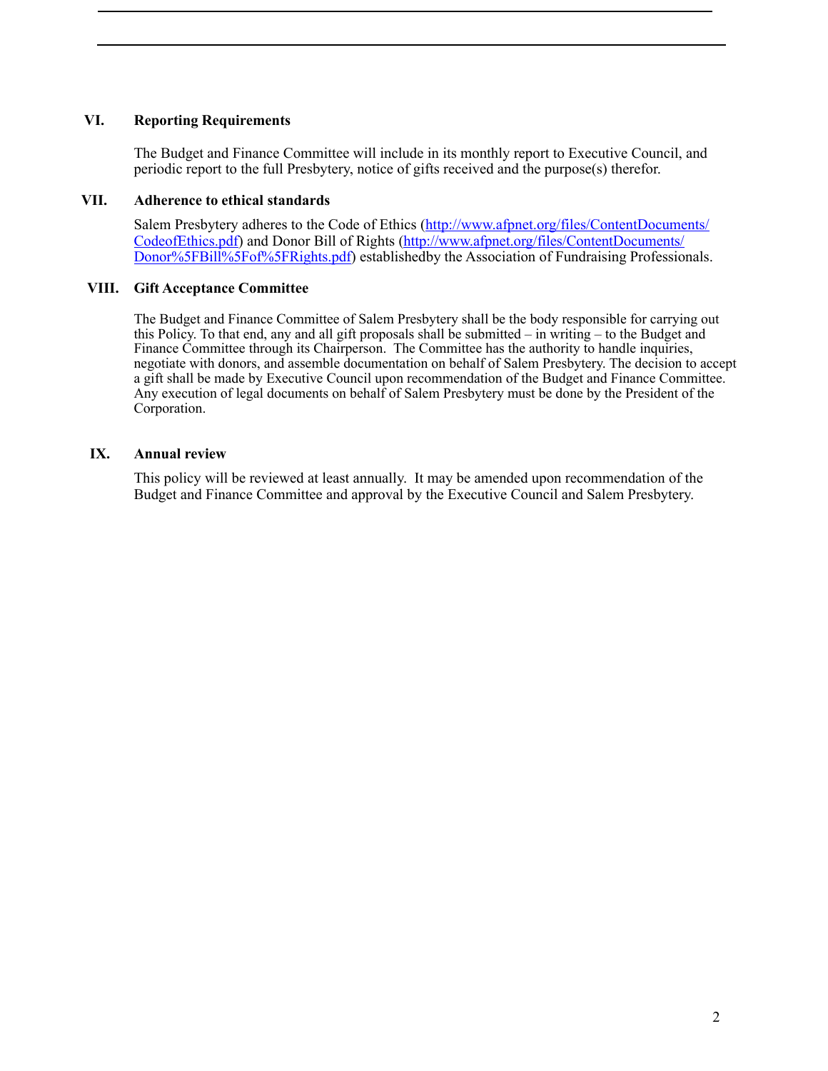## VI. Reporting Requirements

The Budget and Finance Committee will include in its monthly report to Executive Council, and periodic report to the full Presbytery, notice of gifts received and the purpose(s) therefor.

## VII. Adherence to ethical standards

Salem Presbytery adheres to the Code of Ethics (http://www.afpnet.org/files/ContentDocuments/CodeofEthics.pdf) and Donor Bill of Rights (http://www.afpnet.org/files/ContentDocuments/Donor%5FBill%5Fof%5FRights.pdf) establishedby the Association of Fundraising Professionals.

## VIII. Gift Acceptance Committee

The Budget and Finance Committee of Salem Presbytery shall be the body responsible for carrying out this Policy. To that end, any and all gift proposals shall be submitted – in writing – to the Budget and Finance Committee through its Chairperson. The Committee has the authority to handle inquiries, negotiate with donors, and assemble documentation on behalf of Salem Presbytery. The decision to accept a gift shall be made by Executive Council upon recommendation of the Budget and Finance Committee. Any execution of legal documents on behalf of Salem Presbytery must be done by the President of the Corporation.

## IX. Annual review

This policy will be reviewed at least annually. It may be amended upon recommendation of the Budget and Finance Committee and approval by the Executive Council and Salem Presbytery.